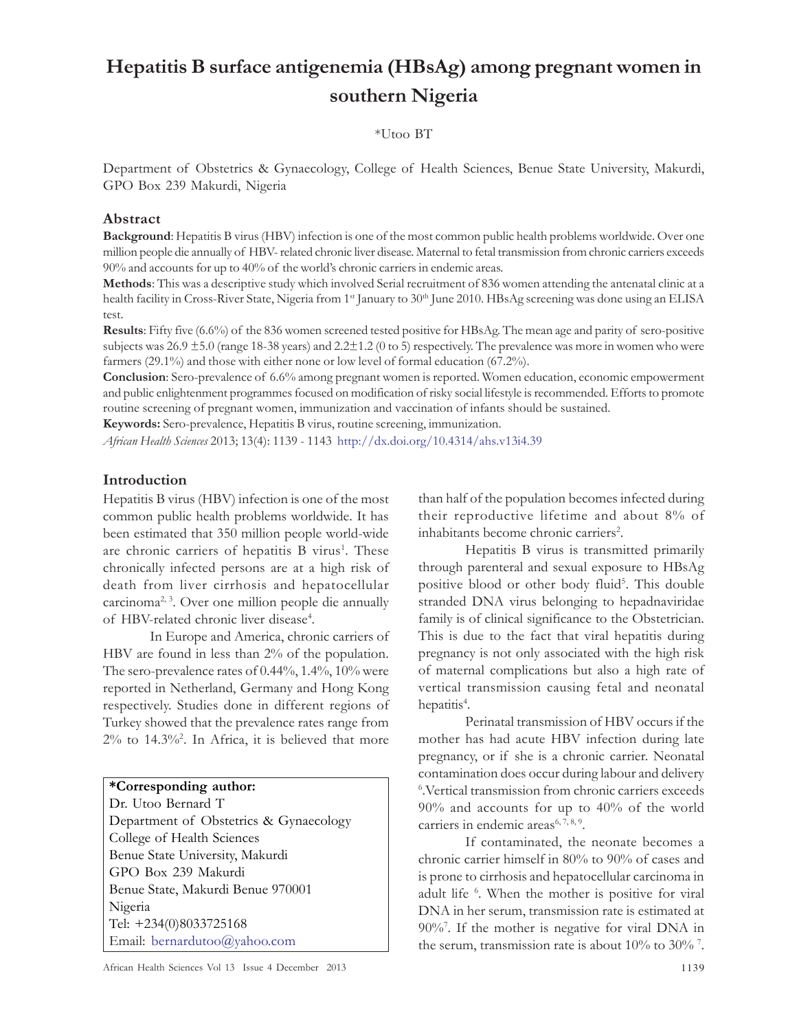# Hepatitis B surface antigenemia (HBsAg) among pregnant women in southern Nigeria

*Utoo BT

Department of Obstetrics & Gynaecology, College of Health Sciences, Benue State University, Makurdi, GPO Box 239 Makurdi, Nigeria

## Abstract

**Background**: Hepatitis B virus (HBV) infection is one of the most common public health problems worldwide. Over one million people die annually of HBV- related chronic liver disease. Maternal to fetal transmission from chronic carriers exceeds 90% and accounts for up to 40% of the world's chronic carriers in endemic areas.

**Methods**: This was a descriptive study which involved Serial recruitment of 836 women attending the antenatal clinic at a health facility in Cross-River State, Nigeria from 1st January to 30th June 2010. HBsAg screening was done using an ELISA test.

**Results**: Fifty five (6.6%) of the 836 women screened tested positive for HBsAg. The mean age and parity of sero-positive subjects was 26.9 ±5.0 (range 18-38 years) and 2.2±1.2 (0 to 5) respectively. The prevalence was more in women who were farmers (29.1%) and those with either none or low level of formal education (67.2%).

**Conclusion**: Sero-prevalence of 6.6% among pregnant women is reported. Women education, economic empowerment and public enlightenment programmes focused on modification of risky social lifestyle is recommended. Efforts to promote routine screening of pregnant women, immunization and vaccination of infants should be sustained.

**Keywords:** Sero-prevalence, Hepatitis B virus, routine screening, immunization.

*African Health Sciences* 2013; 13(4): 1139 - 1143 http://dx.doi.org/10.4314/ahs.v13i4.39

## Introduction

Hepatitis B virus (HBV) infection is one of the most common public health problems worldwide. It has been estimated that 350 million people world-wide are chronic carriers of hepatitis B virus[1]. These chronically infected persons are at a high risk of death from liver cirrhosis and hepatocellular carcinoma[2, 3]. Over one million people die annually of HBV-related chronic liver disease[4].

In Europe and America, chronic carriers of HBV are found in less than 2% of the population. The sero-prevalence rates of 0.44%, 1.4%, 10% were reported in Netherland, Germany and Hong Kong respectively. Studies done in different regions of Turkey showed that the prevalence rates range from 2% to 14.3%[2]. In Africa, it is believed that more than half of the population becomes infected during their reproductive lifetime and about 8% of inhabitants become chronic carriers[2].

Hepatitis B virus is transmitted primarily through parenteral and sexual exposure to HBsAg positive blood or other body fluid[5]. This double stranded DNA virus belonging to hepadnaviridae family is of clinical significance to the Obstetrician. This is due to the fact that viral hepatitis during pregnancy is not only associated with the high risk of maternal complications but also a high rate of vertical transmission causing fetal and neonatal hepatitis[4].

Perinatal transmission of HBV occurs if the mother has had acute HBV infection during late pregnancy, or if she is a chronic carrier. Neonatal contamination does occur during labour and delivery [6]. Vertical transmission from chronic carriers exceeds 90% and accounts for up to 40% of the world carriers in endemic areas[6, 7, 8, 9].

If contaminated, the neonate becomes a chronic carrier himself in 80% to 90% of cases and is prone to cirrhosis and hepatocellular carcinoma in adult life [6]. When the mother is positive for viral DNA in her serum, transmission rate is estimated at 90%[7]. If the mother is negative for viral DNA in the serum, transmission rate is about 10% to 30% [7].

**\*Corresponding author:**
Dr. Utoo Bernard T
Department of Obstetrics & Gynaecology
College of Health Sciences
Benue State University, Makurdi
GPO Box 239 Makurdi
Benue State, Makurdi Benue 970001
Nigeria
Tel: +234(0)8033725168
Email: bernardutoo@yahoo.com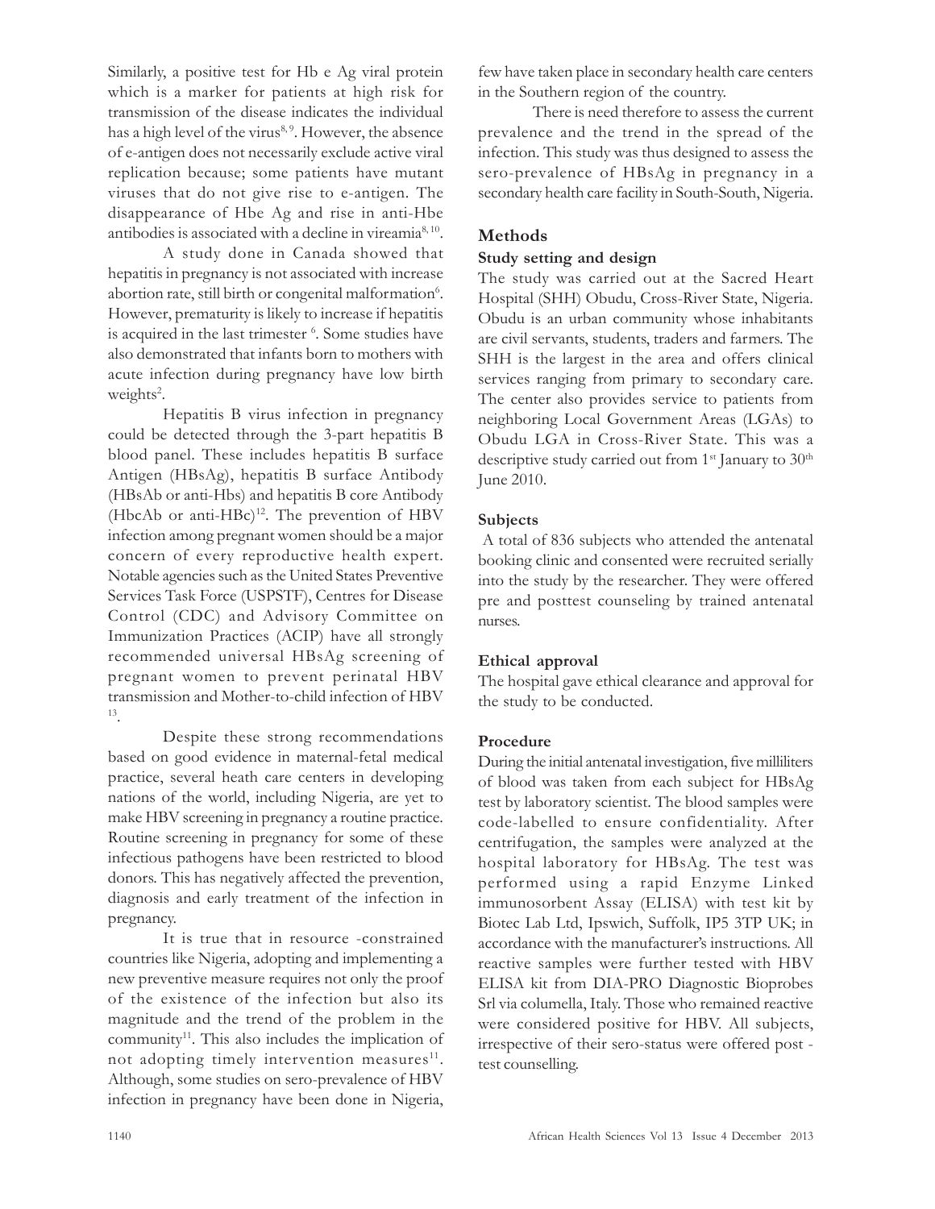Similarly, a positive test for Hb e Ag viral protein which is a marker for patients at high risk for transmission of the disease indicates the individual has a high level of the virus[8, 9]. However, the absence of e-antigen does not necessarily exclude active viral replication because; some patients have mutant viruses that do not give rise to e-antigen. The disappearance of Hbe Ag and rise in anti-Hbe antibodies is associated with a decline in vireamia[8, 10].

A study done in Canada showed that hepatitis in pregnancy is not associated with increase abortion rate, still birth or congenital malformation[6]. However, prematurity is likely to increase if hepatitis is acquired in the last trimester [6]. Some studies have also demonstrated that infants born to mothers with acute infection during pregnancy have low birth weights[2].

Hepatitis B virus infection in pregnancy could be detected through the 3-part hepatitis B blood panel. These includes hepatitis B surface Antigen (HBsAg), hepatitis B surface Antibody (HBsAb or anti-Hbs) and hepatitis B core Antibody (HbcAb or anti-HBc)[12]. The prevention of HBV infection among pregnant women should be a major concern of every reproductive health expert. Notable agencies such as the United States Preventive Services Task Force (USPSTF), Centres for Disease Control (CDC) and Advisory Committee on Immunization Practices (ACIP) have all strongly recommended universal HBsAg screening of pregnant women to prevent perinatal HBV transmission and Mother-to-child infection of HBV [13].

Despite these strong recommendations based on good evidence in maternal-fetal medical practice, several heath care centers in developing nations of the world, including Nigeria, are yet to make HBV screening in pregnancy a routine practice. Routine screening in pregnancy for some of these infectious pathogens have been restricted to blood donors. This has negatively affected the prevention, diagnosis and early treatment of the infection in pregnancy.

It is true that in resource -constrained countries like Nigeria, adopting and implementing a new preventive measure requires not only the proof of the existence of the infection but also its magnitude and the trend of the problem in the community[11]. This also includes the implication of not adopting timely intervention measures[11]. Although, some studies on sero-prevalence of HBV infection in pregnancy have been done in Nigeria, few have taken place in secondary health care centers in the Southern region of the country.

There is need therefore to assess the current prevalence and the trend in the spread of the infection. This study was thus designed to assess the sero-prevalence of HBsAg in pregnancy in a secondary health care facility in South-South, Nigeria.

## Methods

### Study setting and design

The study was carried out at the Sacred Heart Hospital (SHH) Obudu, Cross-River State, Nigeria. Obudu is an urban community whose inhabitants are civil servants, students, traders and farmers. The SHH is the largest in the area and offers clinical services ranging from primary to secondary care. The center also provides service to patients from neighboring Local Government Areas (LGAs) to Obudu LGA in Cross-River State. This was a descriptive study carried out from 1st January to 30th June 2010.

### Subjects

A total of 836 subjects who attended the antenatal booking clinic and consented were recruited serially into the study by the researcher. They were offered pre and posttest counseling by trained antenatal nurses.

### Ethical approval

The hospital gave ethical clearance and approval for the study to be conducted.

### Procedure

During the initial antenatal investigation, five milliliters of blood was taken from each subject for HBsAg test by laboratory scientist. The blood samples were code-labelled to ensure confidentiality. After centrifugation, the samples were analyzed at the hospital laboratory for HBsAg. The test was performed using a rapid Enzyme Linked immunosorbent Assay (ELISA) with test kit by Biotec Lab Ltd, Ipswich, Suffolk, IP5 3TP UK; in accordance with the manufacturer's instructions. All reactive samples were further tested with HBV ELISA kit from DIA-PRO Diagnostic Bioprobes Srl via columella, Italy. Those who remained reactive were considered positive for HBV. All subjects, irrespective of their sero-status were offered post - test counselling.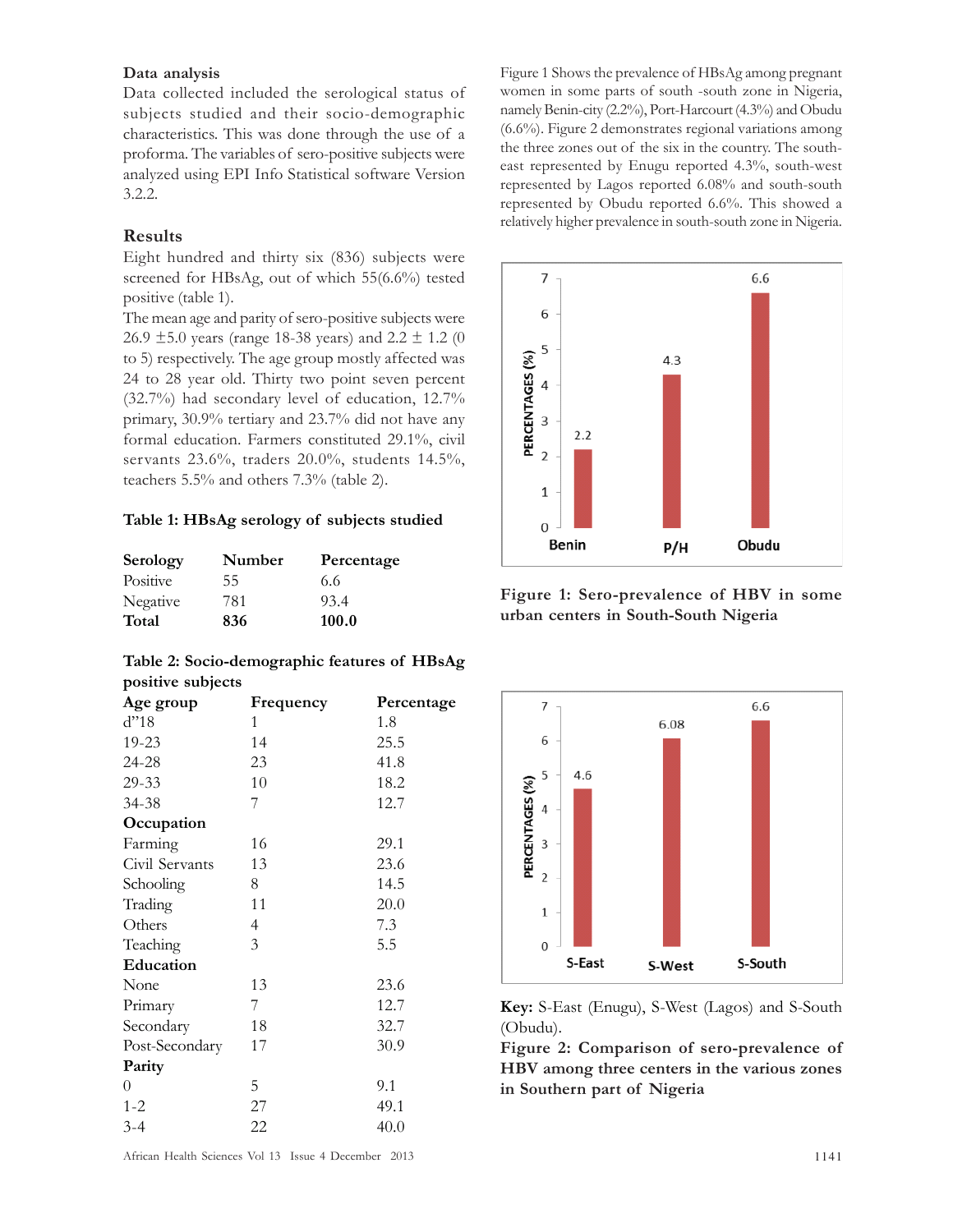### Data analysis

Data collected included the serological status of subjects studied and their socio-demographic characteristics. This was done through the use of a proforma. The variables of sero-positive subjects were analyzed using EPI Info Statistical software Version 3.2.2.

### Results

Eight hundred and thirty six (836) subjects were screened for HBsAg, out of which 55(6.6%) tested positive (table 1).

The mean age and parity of sero-positive subjects were 26.9 ±5.0 years (range 18-38 years) and 2.2 ± 1.2 (0 to 5) respectively. The age group mostly affected was 24 to 28 year old. Thirty two point seven percent (32.7%) had secondary level of education, 12.7% primary, 30.9% tertiary and 23.7% did not have any formal education. Farmers constituted 29.1%, civil servants 23.6%, traders 20.0%, students 14.5%, teachers 5.5% and others 7.3% (table 2).

**Table 1: HBsAg serology of subjects studied**

| Serology | Number | Percentage |
|---|---|---|
| Positive | 55 | 6.6 |
| Negative | 781 | 93.4 |
| **Total** | **836** | **100.0** |

**Table 2: Socio-demographic features of HBsAg positive subjects**

| Age group | Frequency | Percentage |
|---|---|---|
| d"18 | 1 | 1.8 |
| 19-23 | 14 | 25.5 |
| 24-28 | 23 | 41.8 |
| 29-33 | 10 | 18.2 |
| 34-38 | 7 | 12.7 |
| **Occupation** | | |
| Farming | 16 | 29.1 |
| Civil Servants | 13 | 23.6 |
| Schooling | 8 | 14.5 |
| Trading | 11 | 20.0 |
| Others | 4 | 7.3 |
| Teaching | 3 | 5.5 |
| **Education** | | |
| None | 13 | 23.6 |
| Primary | 7 | 12.7 |
| Secondary | 18 | 32.7 |
| Post-Secondary | 17 | 30.9 |
| **Parity** | | |
| 0 | 5 | 9.1 |
| 1-2 | 27 | 49.1 |
| 3-4 | 22 | 40.0 |

Figure 1 Shows the prevalence of HBsAg among pregnant women in some parts of south -south zone in Nigeria, namely Benin-city (2.2%), Port-Harcourt (4.3%) and Obudu (6.6%). Figure 2 demonstrates regional variations among the three zones out of the six in the country. The south-east represented by Enugu reported 4.3%, south-west represented by Lagos reported 6.08% and south-south represented by Obudu reported 6.6%. This showed a relatively higher prevalence in south-south zone in Nigeria.

| | Benin | P/H | Obudu |
|---|---|---|---|
| PERCENTAGES (%) | 2.2 | 4.3 | 6.6 |

**Figure 1: Sero-prevalence of HBV in some urban centers in South-South Nigeria**

| | S-East | S-West | S-South |
|---|---|---|---|
| PERCENTAGES (%) | 4.6 | 6.08 | 6.6 |

**Key:** S-East (Enugu), S-West (Lagos) and S-South (Obudu).

**Figure 2: Comparison of sero-prevalence of HBV among three centers in the various zones in Southern part of Nigeria**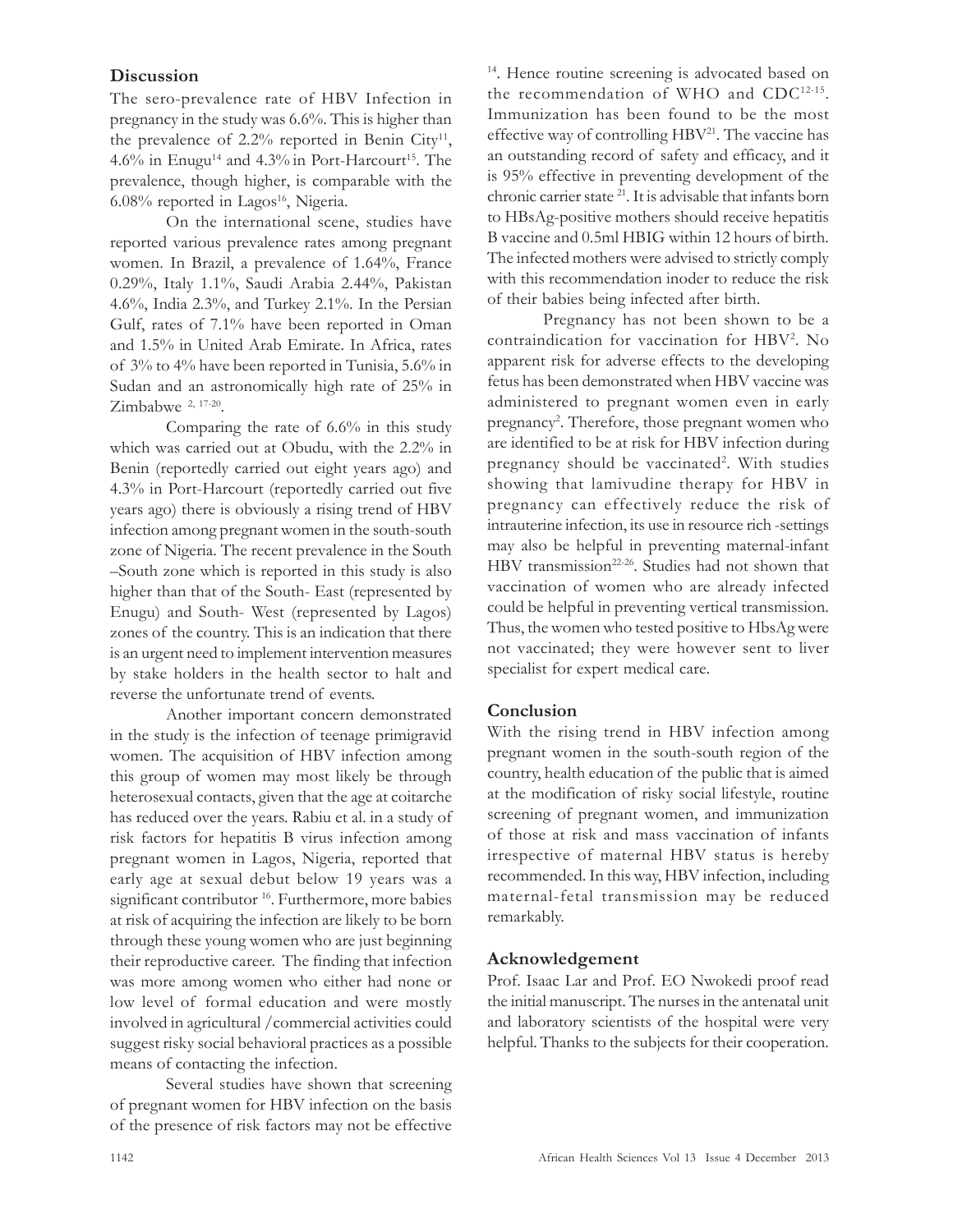## Discussion

The sero-prevalence rate of HBV Infection in pregnancy in the study was 6.6%. This is higher than the prevalence of 2.2% reported in Benin City[11], 4.6% in Enugu[14] and 4.3% in Port-Harcourt[15]. The prevalence, though higher, is comparable with the 6.08% reported in Lagos[16], Nigeria.

On the international scene, studies have reported various prevalence rates among pregnant women. In Brazil, a prevalence of 1.64%, France 0.29%, Italy 1.1%, Saudi Arabia 2.44%, Pakistan 4.6%, India 2.3%, and Turkey 2.1%. In the Persian Gulf, rates of 7.1% have been reported in Oman and 1.5% in United Arab Emirate. In Africa, rates of 3% to 4% have been reported in Tunisia, 5.6% in Sudan and an astronomically high rate of 25% in Zimbabwe [2, 17-20].

Comparing the rate of 6.6% in this study which was carried out at Obudu, with the 2.2% in Benin (reportedly carried out eight years ago) and 4.3% in Port-Harcourt (reportedly carried out five years ago) there is obviously a rising trend of HBV infection among pregnant women in the south-south zone of Nigeria. The recent prevalence in the South –South zone which is reported in this study is also higher than that of the South- East (represented by Enugu) and South- West (represented by Lagos) zones of the country. This is an indication that there is an urgent need to implement intervention measures by stake holders in the health sector to halt and reverse the unfortunate trend of events.

Another important concern demonstrated in the study is the infection of teenage primigravid women. The acquisition of HBV infection among this group of women may most likely be through heterosexual contacts, given that the age at coitarche has reduced over the years. Rabiu et al. in a study of risk factors for hepatitis B virus infection among pregnant women in Lagos, Nigeria, reported that early age at sexual debut below 19 years was a significant contributor [16]. Furthermore, more babies at risk of acquiring the infection are likely to be born through these young women who are just beginning their reproductive career. The finding that infection was more among women who either had none or low level of formal education and were mostly involved in agricultural /commercial activities could suggest risky social behavioral practices as a possible means of contacting the infection.

Several studies have shown that screening of pregnant women for HBV infection on the basis of the presence of risk factors may not be effective [14]. Hence routine screening is advocated based on the recommendation of WHO and CDC[12-15]. Immunization has been found to be the most effective way of controlling HBV[21]. The vaccine has an outstanding record of safety and efficacy, and it is 95% effective in preventing development of the chronic carrier state [21]. It is advisable that infants born to HBsAg-positive mothers should receive hepatitis B vaccine and 0.5ml HBIG within 12 hours of birth. The infected mothers were advised to strictly comply with this recommendation inoder to reduce the risk of their babies being infected after birth.

Pregnancy has not been shown to be a contraindication for vaccination for HBV[2]. No apparent risk for adverse effects to the developing fetus has been demonstrated when HBV vaccine was administered to pregnant women even in early pregnancy[2]. Therefore, those pregnant women who are identified to be at risk for HBV infection during pregnancy should be vaccinated[2]. With studies showing that lamivudine therapy for HBV in pregnancy can effectively reduce the risk of intrauterine infection, its use in resource rich -settings may also be helpful in preventing maternal-infant HBV transmission[22-26]. Studies had not shown that vaccination of women who are already infected could be helpful in preventing vertical transmission. Thus, the women who tested positive to HbsAg were not vaccinated; they were however sent to liver specialist for expert medical care.

## Conclusion

With the rising trend in HBV infection among pregnant women in the south-south region of the country, health education of the public that is aimed at the modification of risky social lifestyle, routine screening of pregnant women, and immunization of those at risk and mass vaccination of infants irrespective of maternal HBV status is hereby recommended. In this way, HBV infection, including maternal-fetal transmission may be reduced remarkably.

## Acknowledgement

Prof. Isaac Lar and Prof. EO Nwokedi proof read the initial manuscript. The nurses in the antenatal unit and laboratory scientists of the hospital were very helpful. Thanks to the subjects for their cooperation.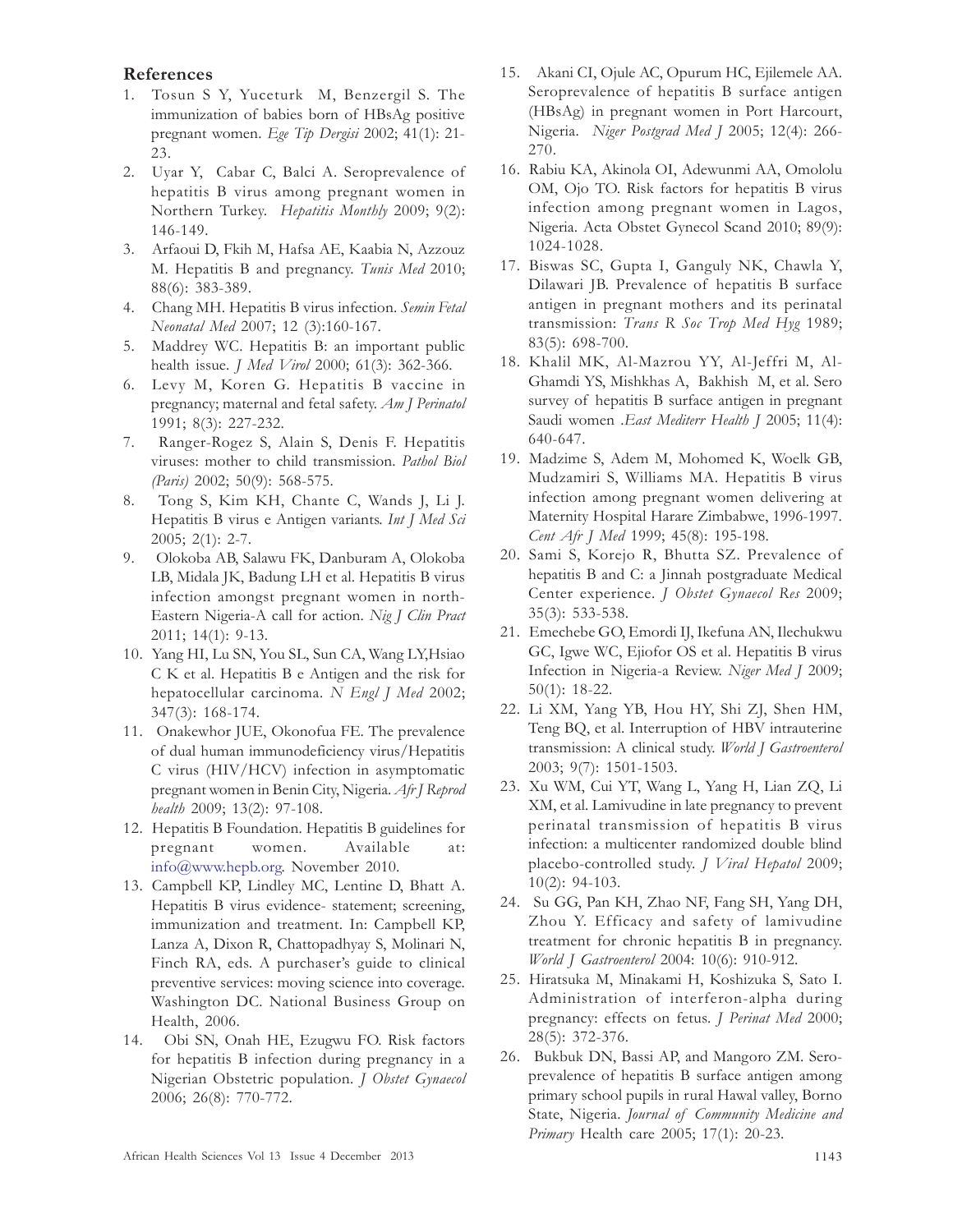## References

1. Tosun S Y, Yuceturk M, Benzergil S. The immunization of babies born of HBsAg positive pregnant women. *Ege Tip Dergisi* 2002; 41(1): 21-23.
2. Uyar Y, Cabar C, Balci A. Seroprevalence of hepatitis B virus among pregnant women in Northern Turkey. *Hepatitis Monthly* 2009; 9(2): 146-149.
3. Arfaoui D, Fkih M, Hafsa AE, Kaabia N, Azzouz M. Hepatitis B and pregnancy. *Tunis Med* 2010; 88(6): 383-389.
4. Chang MH. Hepatitis B virus infection. *Semin Fetal Neonatal Med* 2007; 12 (3):160-167.
5. Maddrey WC. Hepatitis B: an important public health issue. *J Med Virol* 2000; 61(3): 362-366.
6. Levy M, Koren G. Hepatitis B vaccine in pregnancy; maternal and fetal safety. *Am J Perinatol* 1991; 8(3): 227-232.
7. Ranger-Rogez S, Alain S, Denis F. Hepatitis viruses: mother to child transmission. *Pathol Biol (Paris)* 2002; 50(9): 568-575.
8. Tong S, Kim KH, Chante C, Wands J, Li J. Hepatitis B virus e Antigen variants. *Int J Med Sci* 2005; 2(1): 2-7.
9. Olokoba AB, Salawu FK, Danburam A, Olokoba LB, Midala JK, Badung LH et al. Hepatitis B virus infection amongst pregnant women in north-Eastern Nigeria-A call for action. *Nig J Clin Pract* 2011; 14(1): 9-13.
10. Yang HI, Lu SN, You SL, Sun CA, Wang LY,Hsiao C K et al. Hepatitis B e Antigen and the risk for hepatocellular carcinoma. *N Engl J Med* 2002; 347(3): 168-174.
11. Onakewhor JUE, Okonofua FE. The prevalence of dual human immunodeficiency virus/Hepatitis C virus (HIV/HCV) infection in asymptomatic pregnant women in Benin City, Nigeria. *Afr J Reprod health* 2009; 13(2): 97-108.
12. Hepatitis B Foundation. Hepatitis B guidelines for pregnant women. Available at: info@www.hepb.org. November 2010.
13. Campbell KP, Lindley MC, Lentine D, Bhatt A. Hepatitis B virus evidence- statement; screening, immunization and treatment. In: Campbell KP, Lanza A, Dixon R, Chattopadhyay S, Molinari N, Finch RA, eds. A purchaser's guide to clinical preventive services: moving science into coverage. Washington DC. National Business Group on Health, 2006.
14. Obi SN, Onah HE, Ezugwu FO. Risk factors for hepatitis B infection during pregnancy in a Nigerian Obstetric population. *J Obstet Gynaecol* 2006; 26(8): 770-772.
15. Akani CI, Ojule AC, Opurum HC, Ejilemele AA. Seroprevalence of hepatitis B surface antigen (HBsAg) in pregnant women in Port Harcourt, Nigeria. *Niger Postgrad Med J* 2005; 12(4): 266-270.
16. Rabiu KA, Akinola OI, Adewunmi AA, Omololu OM, Ojo TO. Risk factors for hepatitis B virus infection among pregnant women in Lagos, Nigeria. Acta Obstet Gynecol Scand 2010; 89(9): 1024-1028.
17. Biswas SC, Gupta I, Ganguly NK, Chawla Y, Dilawari JB. Prevalence of hepatitis B surface antigen in pregnant mothers and its perinatal transmission: *Trans R Soc Trop Med Hyg* 1989; 83(5): 698-700.
18. Khalil MK, Al-Mazrou YY, Al-Jeffri M, Al-Ghamdi YS, Mishkhas A, Bakhish M, et al. Sero survey of hepatitis B surface antigen in pregnant Saudi women .*East Mediterr Health J* 2005; 11(4): 640-647.
19. Madzime S, Adem M, Mohomed K, Woelk GB, Mudzamiri S, Williams MA. Hepatitis B virus infection among pregnant women delivering at Maternity Hospital Harare Zimbabwe, 1996-1997. *Cent Afr J Med* 1999; 45(8): 195-198.
20. Sami S, Korejo R, Bhutta SZ. Prevalence of hepatitis B and C: a Jinnah postgraduate Medical Center experience. *J Obstet Gynaecol Res* 2009; 35(3): 533-538.
21. Emechebe GO, Emordi IJ, Ikefuna AN, Ilechukwu GC, Igwe WC, Ejiofor OS et al. Hepatitis B virus Infection in Nigeria-a Review. *Niger Med J* 2009; 50(1): 18-22.
22. Li XM, Yang YB, Hou HY, Shi ZJ, Shen HM, Teng BQ, et al. Interruption of HBV intrauterine transmission: A clinical study. *World J Gastroenterol* 2003; 9(7): 1501-1503.
23. Xu WM, Cui YT, Wang L, Yang H, Lian ZQ, Li XM, et al. Lamivudine in late pregnancy to prevent perinatal transmission of hepatitis B virus infection: a multicenter randomized double blind placebo-controlled study. *J Viral Hepatol* 2009; 10(2): 94-103.
24. Su GG, Pan KH, Zhao NF, Fang SH, Yang DH, Zhou Y. Efficacy and safety of lamivudine treatment for chronic hepatitis B in pregnancy. *World J Gastroenterol* 2004: 10(6): 910-912.
25. Hiratsuka M, Minakami H, Koshizuka S, Sato I. Administration of interferon-alpha during pregnancy: effects on fetus. *J Perinat Med* 2000; 28(5): 372-376.
26. Bukbuk DN, Bassi AP, and Mangoro ZM. Sero-prevalence of hepatitis B surface antigen among primary school pupils in rural Hawal valley, Borno State, Nigeria. *Journal of Community Medicine and Primary* Health care 2005; 17(1): 20-23.